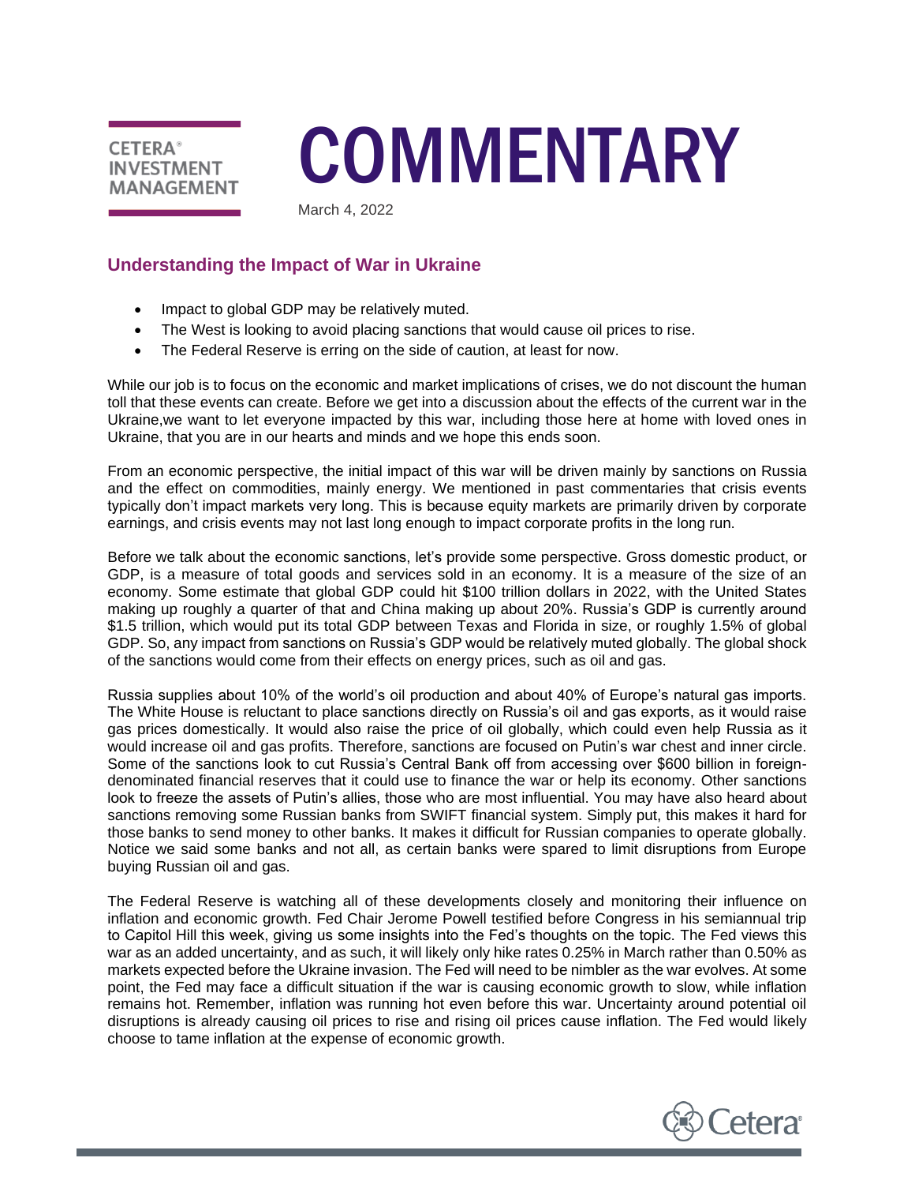CETERA® INVESTMENT MANAGEMENT

# COMMENTARY

March 4, 2022

## Understanding the Impact of War in Ukraine

- Impact to global GDP may be relatively muted.
- The West is looking to avoid placing sanctions that would cause oil prices to rise.
- The Federal Reserve is erring on the side of caution, at least for now.

While our job is to focus on the economic and market implications of crises, we do not discount the human toll that these events can create. Before we get into a discussion about the effects of the current war in the Ukraine,we want to let everyone impacted by this war, including those here at home with loved ones in Ukraine, that you are in our hearts and minds and we hope this ends soon.

From an economic perspective, the initial impact of this war will be driven mainly by sanctions on Russia and the effect on commodities, mainly energy. We mentioned in past commentaries that crisis events typically don't impact markets very long. This is because equity markets are primarily driven by corporate earnings, and crisis events may not last long enough to impact corporate profits in the long run.

Before we talk about the economic sanctions, let's provide some perspective. Gross domestic product, or GDP, is a measure of total goods and services sold in an economy. It is a measure of the size of an economy. Some estimate that global GDP could hit $100 trillion dollars in 2022, with the United States making up roughly a quarter of that and China making up about 20%. Russia's GDP is currently around $1.5 trillion, which would put its total GDP between Texas and Florida in size, or roughly 1.5% of global GDP. So, any impact from sanctions on Russia's GDP would be relatively muted globally. The global shock of the sanctions would come from their effects on energy prices, such as oil and gas.

Russia supplies about 10% of the world's oil production and about 40% of Europe's natural gas imports. The White House is reluctant to place sanctions directly on Russia's oil and gas exports, as it would raise gas prices domestically. It would also raise the price of oil globally, which could even help Russia as it would increase oil and gas profits. Therefore, sanctions are focused on Putin's war chest and inner circle. Some of the sanctions look to cut Russia's Central Bank off from accessing over $600 billion in foreign-denominated financial reserves that it could use to finance the war or help its economy. Other sanctions look to freeze the assets of Putin's allies, those who are most influential. You may have also heard about sanctions removing some Russian banks from SWIFT financial system. Simply put, this makes it hard for those banks to send money to other banks. It makes it difficult for Russian companies to operate globally. Notice we said some banks and not all, as certain banks were spared to limit disruptions from Europe buying Russian oil and gas.

The Federal Reserve is watching all of these developments closely and monitoring their influence on inflation and economic growth. Fed Chair Jerome Powell testified before Congress in his semiannual trip to Capitol Hill this week, giving us some insights into the Fed's thoughts on the topic. The Fed views this war as an added uncertainty, and as such, it will likely only hike rates 0.25% in March rather than 0.50% as markets expected before the Ukraine invasion. The Fed will need to be nimbler as the war evolves. At some point, the Fed may face a difficult situation if the war is causing economic growth to slow, while inflation remains hot. Remember, inflation was running hot even before this war. Uncertainty around potential oil disruptions is already causing oil prices to rise and rising oil prices cause inflation. The Fed would likely choose to tame inflation at the expense of economic growth.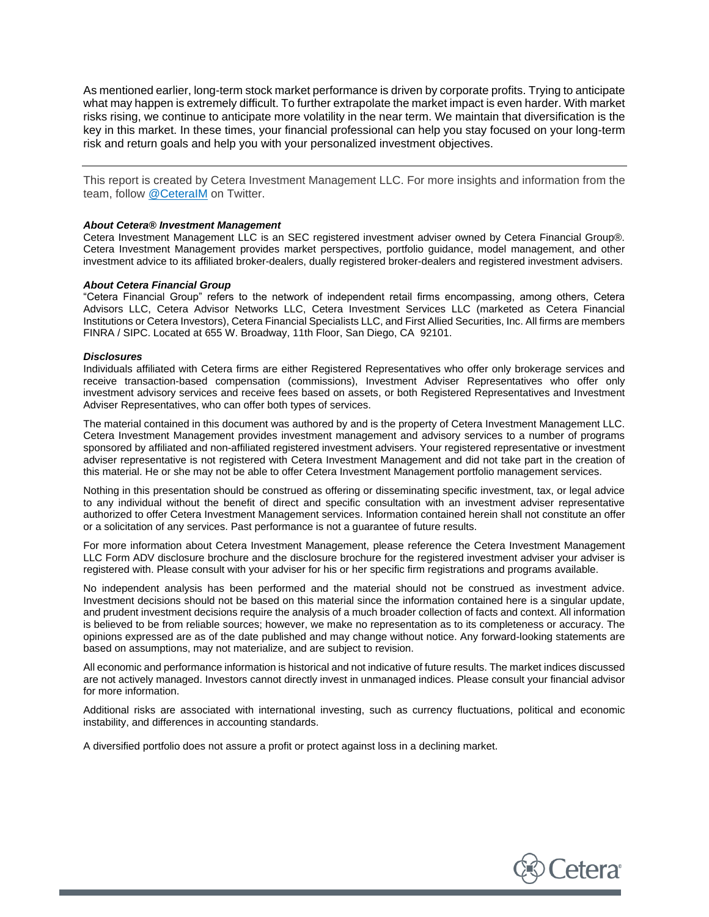As mentioned earlier, long-term stock market performance is driven by corporate profits. Trying to anticipate what may happen is extremely difficult. To further extrapolate the market impact is even harder. With market risks rising, we continue to anticipate more volatility in the near term. We maintain that diversification is the key in this market. In these times, your financial professional can help you stay focused on your long-term risk and return goals and help you with your personalized investment objectives.

---

This report is created by Cetera Investment Management LLC. For more insights and information from the team, follow [@CeteraIM](https://twitter.com/CeteraIM) on Twitter.

***About Cetera® Investment Management***

Cetera Investment Management LLC is an SEC registered investment adviser owned by Cetera Financial Group®. Cetera Investment Management provides market perspectives, portfolio guidance, model management, and other investment advice to its affiliated broker-dealers, dually registered broker-dealers and registered investment advisers.

***About Cetera Financial Group***

"Cetera Financial Group" refers to the network of independent retail firms encompassing, among others, Cetera Advisors LLC, Cetera Advisor Networks LLC, Cetera Investment Services LLC (marketed as Cetera Financial Institutions or Cetera Investors), Cetera Financial Specialists LLC, and First Allied Securities, Inc. All firms are members FINRA / SIPC. Located at 655 W. Broadway, 11th Floor, San Diego, CA 92101.

***Disclosures***

Individuals affiliated with Cetera firms are either Registered Representatives who offer only brokerage services and receive transaction-based compensation (commissions), Investment Adviser Representatives who offer only investment advisory services and receive fees based on assets, or both Registered Representatives and Investment Adviser Representatives, who can offer both types of services.

The material contained in this document was authored by and is the property of Cetera Investment Management LLC. Cetera Investment Management provides investment management and advisory services to a number of programs sponsored by affiliated and non-affiliated registered investment advisers. Your registered representative or investment adviser representative is not registered with Cetera Investment Management and did not take part in the creation of this material. He or she may not be able to offer Cetera Investment Management portfolio management services.

Nothing in this presentation should be construed as offering or disseminating specific investment, tax, or legal advice to any individual without the benefit of direct and specific consultation with an investment adviser representative authorized to offer Cetera Investment Management services. Information contained herein shall not constitute an offer or a solicitation of any services. Past performance is not a guarantee of future results.

For more information about Cetera Investment Management, please reference the Cetera Investment Management LLC Form ADV disclosure brochure and the disclosure brochure for the registered investment adviser your adviser is registered with. Please consult with your adviser for his or her specific firm registrations and programs available.

No independent analysis has been performed and the material should not be construed as investment advice. Investment decisions should not be based on this material since the information contained here is a singular update, and prudent investment decisions require the analysis of a much broader collection of facts and context. All information is believed to be from reliable sources; however, we make no representation as to its completeness or accuracy. The opinions expressed are as of the date published and may change without notice. Any forward-looking statements are based on assumptions, may not materialize, and are subject to revision.

All economic and performance information is historical and not indicative of future results. The market indices discussed are not actively managed. Investors cannot directly invest in unmanaged indices. Please consult your financial advisor for more information.

Additional risks are associated with international investing, such as currency fluctuations, political and economic instability, and differences in accounting standards.

A diversified portfolio does not assure a profit or protect against loss in a declining market.